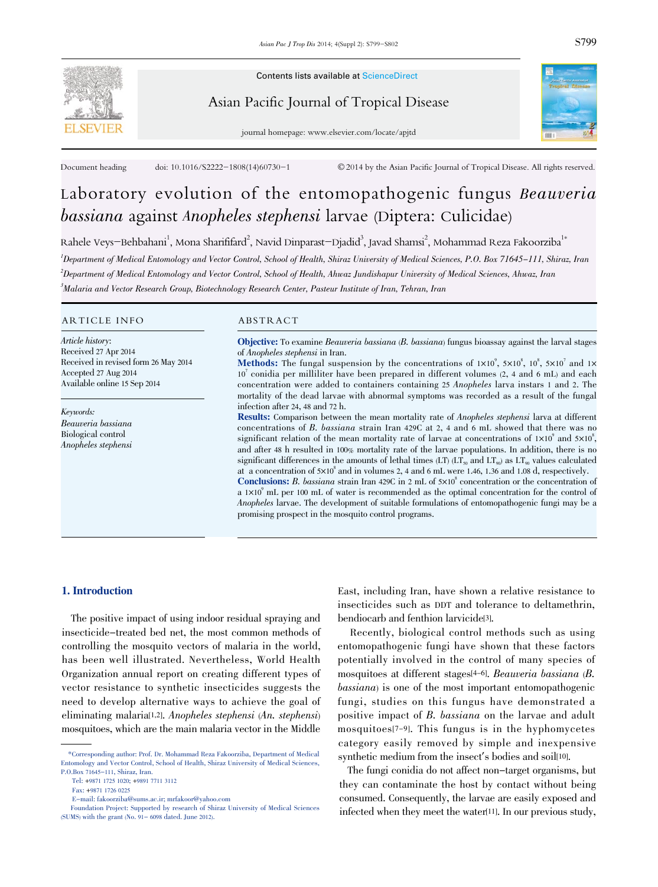Contents lists available at ScienceDirect

Asian Pacific Journal of Tropical Disease

journal homepage: www.elsevier.com/locate/apjtd

Document heading doi: 10.1016/S2222-1808(14)60730-1 ©2014 by the Asian Pacific Journal of Tropical Disease. All rights reserved.

# Laboratory evolution of the entomopathogenic fungus *Beauveria bassiana* against *Anopheles stephensi* larvae (Diptera: Culicidae)

Rahele Veys-Behbahani[1], Mona Sharififard[2], Navid Dinparast-Djadid[3], Javad Shamsi[2], Mohammad Reza Fakoorziba[1*]

[1]Department of Medical Entomology and Vector Control, School of Health, Shiraz University of Medical Sciences, P.O. Box 71645-111, Shiraz, Iran

[2]Department of Medical Entomology and Vector Control, School of Health, Ahwaz Jundishapur University of Medical Sciences, Ahwaz, Iran

[3]Malaria and Vector Research Group, Biotechnology Research Center, Pasteur Institute of Iran, Tehran, Iran

## ARTICLE INFO

*Article history:*
Received 27 Apr 2014
Received in revised form 26 May 2014
Accepted 27 Aug 2014
Available online 15 Sep 2014

*Keywords:*
*Beauveria bassiana*
Biological control
*Anopheles stephensi*

## ABSTRACT

**Objective:** To examine *Beauveria bassiana* (*B. bassiana*) fungus bioassay against the larval stages of *Anopheles stephensi* in Iran.

**Methods:** The fungal suspension by the concentrations of $1\times10^9$, $5\times10^8$, $10^8$, $5\times10^7$ and $1\times10^7$ conidia per milliliter have been prepared in different volumes (2, 4 and 6 mL) and each concentration were added to containers containing 25 *Anopheles* larva instars 1 and 2. The mortality of the dead larvae with abnormal symptoms was recorded as a result of the fungal infection after 24, 48 and 72 h.

**Results:** Comparison between the mean mortality rate of *Anopheles stephensi* larva at different concentrations of *B. bassiana* strain Iran 429C at 2, 4 and 6 mL showed that there was no significant relation of the mean mortality rate of larvae at concentrations of $1\times10^9$ and $5\times10^8$, and after 48 h resulted in 100% mortality rate of the larvae populations. In addition, there is no significant differences in the amounts of lethal times (LT) ($LT_{50}$ and $LT_{90}$) as $LT_{90}$ values calculated at a concentration of $5\times10^8$ and in volumes 2, 4 and 6 mL were 1.46, 1.36 and 1.08 d, respectively.

**Conclusions:** *B. bassiana* strain Iran 429C in 2 mL of $5\times10^8$ concentration or the concentration of a $1\times10^9$ mL per 100 mL of water is recommended as the optimal concentration for the control of *Anopheles* larvae. The development of suitable formulations of entomopathogenic fungi may be a promising prospect in the mosquito control programs.

## 1. Introduction

The positive impact of using indoor residual spraying and insecticide-treated bed net, the most common methods of controlling the mosquito vectors of malaria in the world, has been well illustrated. Nevertheless, World Health Organization annual report on creating different types of vector resistance to synthetic insecticides suggests the need to develop alternative ways to achieve the goal of eliminating malaria[1,2]. *Anopheles stephensi* (*An. stephensi*) mosquitoes, which are the main malaria vector in the Middle East, including Iran, have shown a relative resistance to insecticides such as DDT and tolerance to deltamethrin, bendiocarb and fenthion larvicide[3].

Recently, biological control methods such as using entomopathogenic fungi have shown that these factors potentially involved in the control of many species of mosquitoes at different stages[4-6]. *Beauveria bassiana* (*B. bassiana*) is one of the most important entomopathogenic fungi, studies on this fungus have demonstrated a positive impact of *B. bassiana* on the larvae and adult mosquitoes[7-9]. This fungus is in the hyphomycetes category easily removed by simple and inexpensive synthetic medium from the insect's bodies and soil[10].

The fungi conidia do not affect non-target organisms, but they can contaminate the host by contact without being consumed. Consequently, the larvae are easily exposed and infected when they meet the water[11]. In our previous study,

*Corresponding author: Prof. Dr. Mohammad Reza Fakoorziba, Department of Medical Entomology and Vector Control, School of Health, Shiraz University of Medical Sciences, P.O.Box 71645-111, Shiraz, Iran.

Tel: +9871 1725 1020; +9891 7711 3112

Fax: +9871 1726 0225

E-mail: fakoorziba@sums.ac.ir; mrfakoor@yahoo.com

Foundation Project: Supported by research of Shiraz University of Medical Sciences (SUMS) with the grant (No. 91- 6098 dated. June 2012).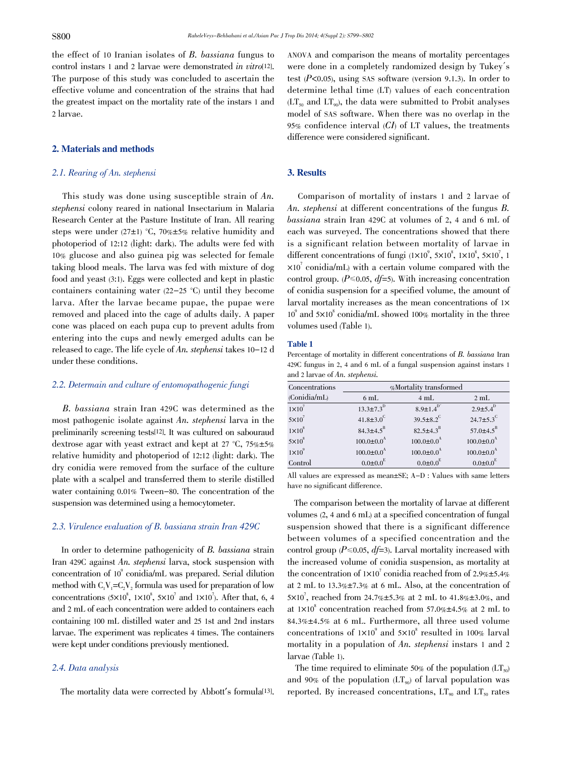the effect of 10 Iranian isolates of *B. bassiana* fungus to control instars 1 and 2 larvae were demonstrated *in vitro*[12]. The purpose of this study was concluded to ascertain the effective volume and concentration of the strains that had the greatest impact on the mortality rate of the instars 1 and 2 larvae.

## 2. Materials and methods

### 2.1. Rearing of An. stephensi

This study was done using susceptible strain of *An. stephensi* colony reared in national Insectarium in Malaria Research Center at the Pasture Institute of Iran. All rearing steps were under (27±1) °C, 70%±5% relative humidity and photoperiod of 12:12 (light: dark). The adults were fed with 10% glucose and also guinea pig was selected for female taking blood meals. The larva was fed with mixture of dog food and yeast (3:1). Eggs were collected and kept in plastic containers containing water (22–25 °C) until they become larva. After the larvae became pupae, the pupae were removed and placed into the cage of adults daily. A paper cone was placed on each pupa cup to prevent adults from entering into the cups and newly emerged adults can be released to cage. The life cycle of *An. stephensi* takes 10–12 d under these conditions.

### 2.2. Determain and culture of entomopathogenic fungi

*B. bassiana* strain Iran 429C was determined as the most pathogenic isolate against *An. stephensi* larva in the preliminarily screening tests[12]. It was cultured on sabouraud dextrose agar with yeast extract and kept at 27 °C, 75%±5% relative humidity and photoperiod of 12:12 (light: dark). The dry conidia were removed from the surface of the culture plate with a scalpel and transferred them to sterile distilled water containing 0.01% Tween-80. The concentration of the suspension was determined using a hemocytometer.

### 2.3. Virulence evaluation of B. bassiana strain Iran 429C

In order to determine pathogenicity of *B. bassiana* strain Iran 429C against *An. stephensi* larva, stock suspension with concentration of $10^9$ conidia/mL was prepared. Serial dilution method with $C_1V_1=C_2V_2$ formula was used for preparation of low concentrations ($5\times10^8$, $1\times10^8$, $5\times10^7$ and $1\times10^7$). After that, 6, 4 and 2 mL of each concentration were added to containers each containing 100 mL distilled water and 25 1st and 2nd instars larvae. The experiment was replicates 4 times. The containers were kept under conditions previously mentioned.

### 2.4. Data analysis

The mortality data were corrected by Abbott's formula[13]. ANOVA and comparison the means of mortality percentages were done in a completely randomized design by Tukey's test ($P<0.05$), using SAS software (version 9.1.3). In order to determine lethal time (LT) values of each concentration ($LT_{50}$ and $LT_{90}$), the data were submitted to Probit analyses model of SAS software. When there was no overlap in the 95% confidence interval (*CI*) of LT values, the treatments difference were considered significant.

## 3. Results

Comparison of mortality of instars 1 and 2 larvae of *An. stephensi* at different concentrations of the fungus *B. bassiana* strain Iran 429C at volumes of 2, 4 and 6 mL of each was surveyed. The concentrations showed that there is a significant relation between mortality of larvae in different concentrations of fungi ($1\times10^9$, $5\times10^8$, $1\times10^8$, $5\times10^7$, $1\times10^7$ conidia/mL) with a certain volume compared with the control group. ($P\leq0.05$, $df=5$). With increasing concentration of conidia suspension for a specified volume, the amount of larval mortality increases as the mean concentrations of $1\times10^9$ and $5\times10^8$ showed 100% mortality in the three volumes used (Table 1).

**Table 1**
Percentage of mortality in different concentrations of *B. bassiana* Iran 429C fungus in 2, 4 and 6 mL of a fungal suspension against instars 1 and 2 larvae of *An. stephensi*.

| Concentrations (Conidia/mL) | %Mortality transformed | | |
|---|---|---|---|
| | 6 mL | 4 mL | 2 mL |
| $1\times10^7$ | $13.3\pm7.3^D$ | $8.9\pm1.4^{D'}$ | $2.9\pm5.4^D$ |
| $5\times10^7$ | $41.8\pm3.0^C$ | $39.5\pm8.2^C$ | $24.7\pm5.3^C$ |
| $1\times10^8$ | $84.3\pm4.5^B$ | $82.5\pm4.3^B$ | $57.0\pm4.5^B$ |
| $5\times10^8$ | $100.0\pm0.0^A$ | $100.0\pm0.0^A$ | $100.0\pm0.0^A$ |
| $1\times10^9$ | $100.0\pm0.0^A$ | $100.0\pm0.0^A$ | $100.0\pm0.0^A$ |
| Control | $0.0\pm0.0^E$ | $0.0\pm0.0^E$ | $0.0\pm0.0^E$ |

All values are expressed as mean±SE; A–D : Values with same letters have no significant difference.

The comparison between the mortality of larvae at different volumes (2, 4 and 6 mL) at a specified concentration of fungal suspension showed that there is a significant difference between volumes of a specified concentration and the control group ($P\leq0.05$, $df=3$). Larval mortality increased with the increased volume of conidia suspension, as mortality at the concentration of $1\times10^7$ conidia reached from of 2.9%±5.4% at 2 mL to 13.3%±7.3% at 6 mL. Also, at the concentration of $5\times10^7$, reached from 24.7%±5.3% at 2 mL to 41.8%±3.0%, and at $1\times10^8$ concentration reached from 57.0%±4.5% at 2 mL to 84.3%±4.5% at 6 mL. Furthermore, all three used volume concentrations of $1\times10^9$ and $5\times10^8$ resulted in 100% larval mortality in a population of *An. stephensi* instars 1 and 2 larvae (Table 1).

The time required to eliminate 50% of the population ($LT_{50}$) and 90% of the population ($LT_{90}$) of larval population was reported. By increased concentrations, $LT_{90}$ and $LT_{50}$ rates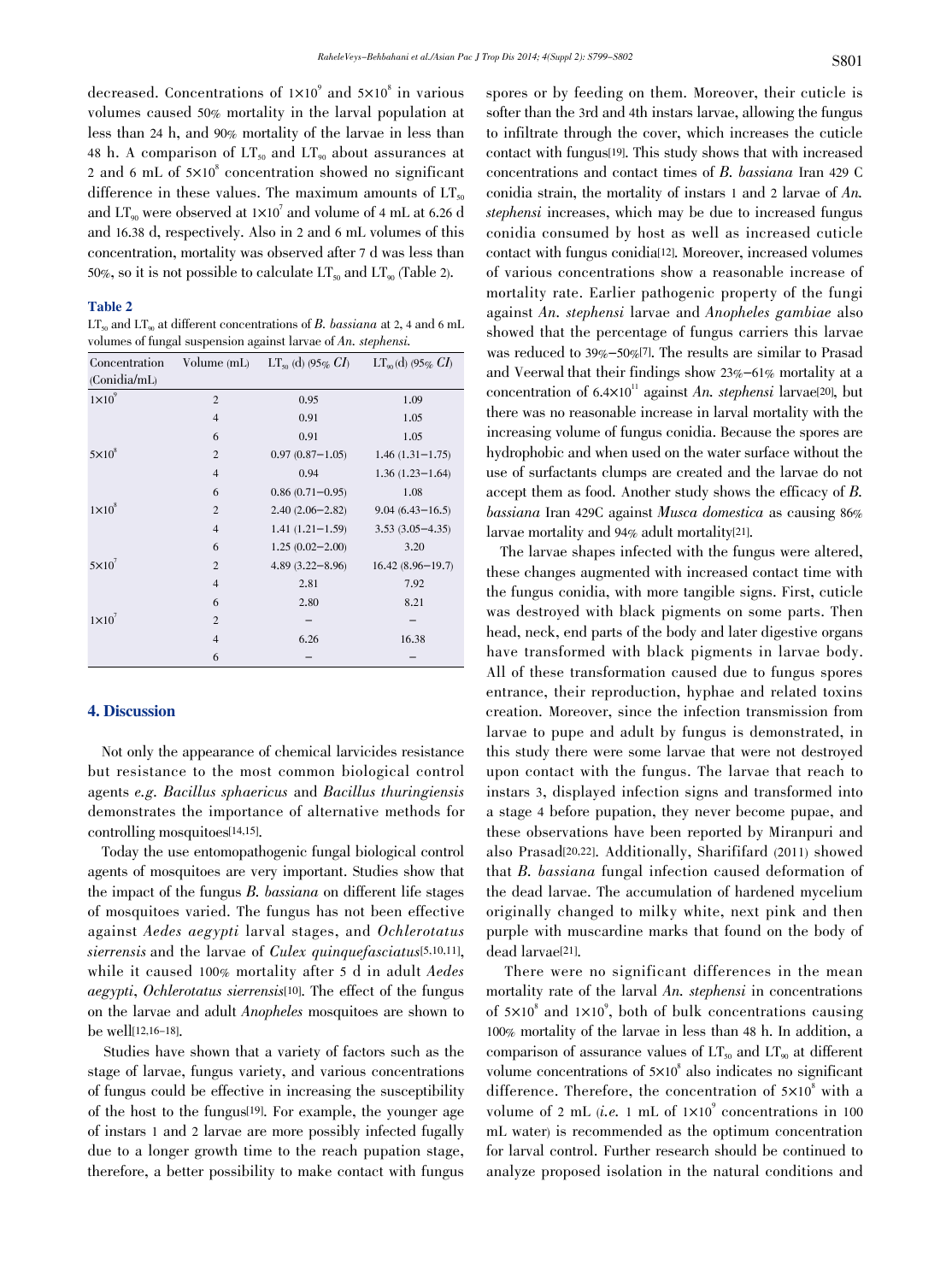decreased. Concentrations of $1\times10^9$ and $5\times10^8$ in various volumes caused 50% mortality in the larval population at less than 24 h, and 90% mortality of the larvae in less than 48 h. A comparison of $LT_{50}$ and $LT_{90}$ about assurances at 2 and 6 mL of $5\times10^8$ concentration showed no significant difference in these values. The maximum amounts of $LT_{50}$ and $LT_{90}$ were observed at $1\times10^7$ and volume of 4 mL at 6.26 d and 16.38 d, respectively. Also in 2 and 6 mL volumes of this concentration, mortality was observed after 7 d was less than 50%, so it is not possible to calculate $LT_{50}$ and $LT_{90}$ (Table 2).

**Table 2**

$LT_{50}$ and $LT_{90}$ at different concentrations of *B. bassiana* at 2, 4 and 6 mL volumes of fungal suspension against larvae of *An. stephensi*.

| Concentration (Conidia/mL) | Volume (mL) | $LT_{50}$ (d) (95% *CI*) | $LT_{90}$ (d) (95% *CI*) |
|---|---|---|---|
| $1\times10^9$ | 2 | 0.95 | 1.09 |
| | 4 | 0.91 | 1.05 |
| | 6 | 0.91 | 1.05 |
| $5\times10^8$ | 2 | 0.97 (0.87–1.05) | 1.46 (1.31–1.75) |
| | 4 | 0.94 | 1.36 (1.23–1.64) |
| | 6 | 0.86 (0.71–0.95) | 1.08 |
| $1\times10^8$ | 2 | 2.40 (2.06–2.82) | 9.04 (6.43–16.5) |
| | 4 | 1.41 (1.21–1.59) | 3.53 (3.05–4.35) |
| | 6 | 1.25 (0.02–2.00) | 3.20 |
| $5\times10^7$ | 2 | 4.89 (3.22–8.96) | 16.42 (8.96–19.7) |
| | 4 | 2.81 | 7.92 |
| | 6 | 2.80 | 8.21 |
| $1\times10^7$ | 2 | – | – |
| | 4 | 6.26 | 16.38 |
| | 6 | – | – |

## 4. Discussion

Not only the appearance of chemical larvicides resistance but resistance to the most common biological control agents *e.g. Bacillus sphaericus* and *Bacillus thuringiensis* demonstrates the importance of alternative methods for controlling mosquitoes[14,15].

Today the use entomopathogenic fungal biological control agents of mosquitoes are very important. Studies show that the impact of the fungus *B. bassiana* on different life stages of mosquitoes varied. The fungus has not been effective against *Aedes aegypti* larval stages, and *Ochlerotatus sierrensis* and the larvae of *Culex quinquefasciatus*[5,10,11], while it caused 100% mortality after 5 d in adult *Aedes aegypti*, *Ochlerotatus sierrensis*[10]. The effect of the fungus on the larvae and adult *Anopheles* mosquitoes are shown to be well[12,16–18].

Studies have shown that a variety of factors such as the stage of larvae, fungus variety, and various concentrations of fungus could be effective in increasing the susceptibility of the host to the fungus[19]. For example, the younger age of instars 1 and 2 larvae are more possibly infected fugally due to a longer growth time to the reach pupation stage, therefore, a better possibility to make contact with fungus spores or by feeding on them. Moreover, their cuticle is softer than the 3rd and 4th instars larvae, allowing the fungus to infiltrate through the cover, which increases the cuticle contact with fungus[19]. This study shows that with increased concentrations and contact times of *B. bassiana* Iran 429 C conidia strain, the mortality of instars 1 and 2 larvae of *An. stephensi* increases, which may be due to increased fungus conidia consumed by host as well as increased cuticle contact with fungus conidia[12]. Moreover, increased volumes of various concentrations show a reasonable increase of mortality rate. Earlier pathogenic property of the fungi against *An. stephensi* larvae and *Anopheles gambiae* also showed that the percentage of fungus carriers this larvae was reduced to 39%–50%[7]. The results are similar to Prasad and Veerwal that their findings show 23%–61% mortality at a concentration of $6.4\times10^{11}$ against *An. stephensi* larvae[20], but there was no reasonable increase in larval mortality with the increasing volume of fungus conidia. Because the spores are hydrophobic and when used on the water surface without the use of surfactants clumps are created and the larvae do not accept them as food. Another study shows the efficacy of *B. bassiana* Iran 429C against *Musca domestica* as causing 86% larvae mortality and 94% adult mortality[21].

The larvae shapes infected with the fungus were altered, these changes augmented with increased contact time with the fungus conidia, with more tangible signs. First, cuticle was destroyed with black pigments on some parts. Then head, neck, end parts of the body and later digestive organs have transformed with black pigments in larvae body. All of these transformation caused due to fungus spores entrance, their reproduction, hyphae and related toxins creation. Moreover, since the infection transmission from larvae to pupe and adult by fungus is demonstrated, in this study there were some larvae that were not destroyed upon contact with the fungus. The larvae that reach to instars 3, displayed infection signs and transformed into a stage 4 before pupation, they never become pupae, and these observations have been reported by Miranpuri and also Prasad[20,22]. Additionally, Sharififard (2011) showed that *B. bassiana* fungal infection caused deformation of the dead larvae. The accumulation of hardened mycelium originally changed to milky white, next pink and then purple with muscardine marks that found on the body of dead larvae[21].

There were no significant differences in the mean mortality rate of the larval *An. stephensi* in concentrations of $5\times10^8$ and $1\times10^9$, both of bulk concentrations causing 100% mortality of the larvae in less than 48 h. In addition, a comparison of assurance values of $LT_{50}$ and $LT_{90}$ at different volume concentrations of $5\times10^8$ also indicates no significant difference. Therefore, the concentration of $5\times10^8$ with a volume of 2 mL (*i.e.* 1 mL of $1\times10^9$ concentrations in 100 mL water) is recommended as the optimum concentration for larval control. Further research should be continued to analyze proposed isolation in the natural conditions and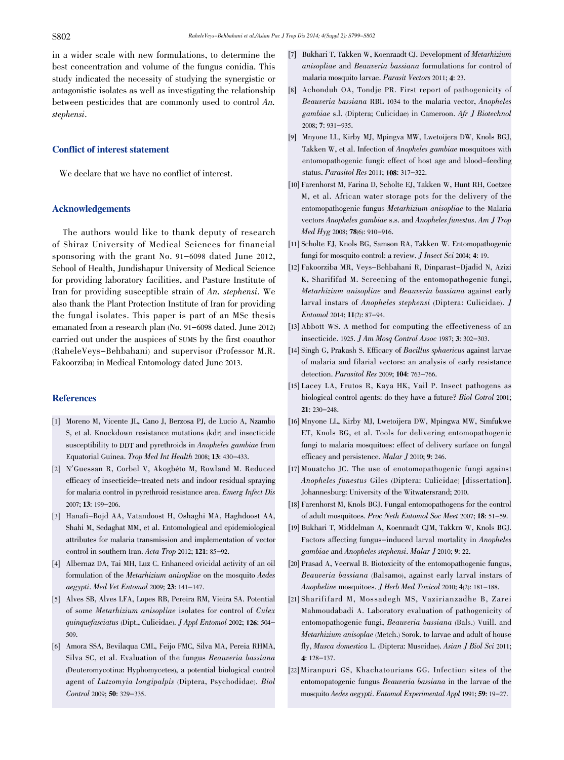in a wider scale with new formulations, to determine the best concentration and volume of the fungus conidia. This study indicated the necessity of studying the synergistic or antagonistic isolates as well as investigating the relationship between pesticides that are commonly used to control *An. stephensi*.

## Conflict of interest statement

We declare that we have no conflict of interest.

## Acknowledgements

The authors would like to thank deputy of research of Shiraz University of Medical Sciences for financial sponsoring with the grant No. 91-6098 dated June 2012, School of Health, Jundishapur University of Medical Science for providing laboratory facilities, and Pasture Institute of Iran for providing susceptible strain of *An. stephensi*. We also thank the Plant Protection Institute of Iran for providing the fungal isolates. This paper is part of an MSc thesis emanated from a research plan (No. 91-6098 dated. June 2012) carried out under the auspices of SUMS by the first coauthor (RaheleVeys-Behbahani) and supervisor (Professor M.R. Fakoorziba) in Medical Entomology dated June 2013.

## References

[1] Moreno M, Vicente JL, Cano J, Berzosa PJ, de Lucio A, Nzambo S, et al. Knockdown resistance mutations (kdr) and insecticide susceptibility to DDT and pyrethroids in *Anopheles gambiae* from Equatorial Guinea. *Trop Med Int Health* 2008; **13**: 430-433.

[2] N'Guessan R, Corbel V, Akogbéto M, Rowland M. Reduced efficacy of insecticide-treated nets and indoor residual spraying for malaria control in pyrethroid resistance area. *Emerg Infect Dis* 2007; **13**: 199-206.

[3] Hanafi-Bojd AA, Vatandoost H, Oshaghi MA, Haghdoost AA, Shahi M, Sedaghat MM, et al. Entomological and epidemiological attributes for malaria transmission and implementation of vector control in southern Iran. *Acta Trop* 2012; **121**: 85-92.

[4] Albernaz DA, Tai MH, Luz C. Enhanced ovicidal activity of an oil formulation of the *Metarhizium anisopliae* on the mosquito *Aedes aegypti*. *Med Vet Entomol* 2009; **23**: 141-147.

[5] Alves SB, Alves LFA, Lopes RB, Pereira RM, Vieira SA. Potential of some *Metarhizium anisopliae* isolates for control of *Culex quinquefasciatus* (Dipt., Culicidae). *J Appl Entomol* 2002; **126**: 504-509.

[6] Amora SSA, Bevilaqua CML, Feijo FMC, Silva MA, Pereia RHMA, Silva SC, et al. Evaluation of the fungus *Beauveria bassiana* (Deuteromycotina: Hyphomycetes), a potential biological control agent of *Lutzomyia longipalpis* (Diptera, Psychodidae). *Biol Control* 2009; **50**: 329-335.

[7] Bukhari T, Takken W, Koenraadt CJ. Development of *Metarhizium anisopliae* and *Beauveria bassiana* formulations for control of malaria mosquito larvae. *Parasit Vectors* 2011; **4**: 23.

[8] Achonduh OA, Tondje PR. First report of pathogenicity of *Beauveria bassiana* RBL 1034 to the malaria vector, *Anopheles gambiae* s.l. (Diptera; Culicidae) in Cameroon. *Afr J Biotechnol* 2008; **7**: 931-935.

[9] Mnyone LL, Kirby MJ, Mpingva MW, Lwetoijera DW, Knols BGJ, Takken W, et al. Infection of *Anopheles gambiae* mosquitoes with entomopathogenic fungi: effect of host age and blood-feeding status. *Parasitol Res* 2011; **108**: 317-322.

[10] Farenhorst M, Farina D, Scholte EJ, Takken W, Hunt RH, Coetzee M, et al. African water storage pots for the delivery of the entomopathogenic fungus *Metarhizium anisopliae* to the Malaria vectors *Anopheles gambiae* s.s. and *Anopheles funestus*. *Am J Trop Med Hyg* 2008; **78**(6): 910-916.

[11] Scholte EJ, Knols BG, Samson RA, Takken W. Entomopathogenic fungi for mosquito control: a review. *J Insect Sci* 2004; **4**: 19.

[12] Fakoorziba MR, Veys-Behbahani R, Dinparast-Djadid N, Azizi K, Sharififad M. Screening of the entomopathogenic fungi, *Metarhizium anisopliae* and *Beauveria bassiana* against early larval instars of *Anopheles stephensi* (Diptera: Culicidae). *J Entomol* 2014; **11**(2): 87-94.

[13] Abbott WS. A method for computing the effectiveness of an insecticide. 1925. *J Am Mosq Control Assoc* 1987; **3**: 302-303.

[14] Singh G, Prakash S. Efficacy of *Bacillus sphaericus* against larvae of malaria and filarial vectors: an analysis of early resistance detection. *Parasitol Res* 2009; **104**: 763-766.

[15] Lacey LA, Frutos R, Kaya HK, Vail P. Insect pathogens as biological control agents: do they have a future? *Biol Cotrol* 2001; **21**: 230-248.

[16] Mnyone LL, Kirby MJ, Lwetoijera DW, Mpingwa MW, Simfukwe ET, Knols BG, et al. Tools for delivering entomopathogenic fungi to malaria mosquitoes: effect of delivery surface on fungal efficacy and persistence. *Malar J* 2010; **9**: 246.

[17] Mouatcho JC. The use of enotomopathogenic fungi against *Anopheles funestus* Giles (Diptera: Culicidae) [dissertation]. Johannesburg: University of the Witwatersrand; 2010.

[18] Farenhorst M, Knols BGJ. Fungal entomopathogens for the control of adult mosquitoes. *Proc Neth Entomol Soc Meet* 2007; **18**: 51-59.

[19] Bukhari T, Middelman A, Koenraadt CJM, Takkrn W, Knols BGJ. Factors affecting fungus-induced larval mortality in *Anopheles gambiae* and *Anopheles stephensi*. *Malar J* 2010; **9**: 22.

[20] Prasad A, Veerwal B. Biotoxicity of the entomopathogenic fungus, *Beauveria bassiana* (Balsamo), against early larval instars of *Anopheline* mosquitoes. *J Herb Med Toxicol* 2010; **4**(2): 181-188.

[21] Sharififard M, Mossadegh MS, Vazirianzadhe B, Zarei Mahmoudabadi A. Laboratory evaluation of pathogenicity of entomopathogenic fungi, *Beauveria bassiana* (Bals.) Vuill. and *Metarhizium anisoplae* (Metch.) Sorok. to larvae and adult of house fly, *Musca domestica* L. (Diptera: Muscidae). *Asian J Biol Sci* 2011; **4**: 128-137.

[22] Miranpuri GS, Khachatourians GG. Infection sites of the entomopatogenic fungus *Beauveria bassiana* in the larvae of the mosquito *Aedes aegypti*. *Entomol Experimental Appl* 1991; **59**: 19-27.